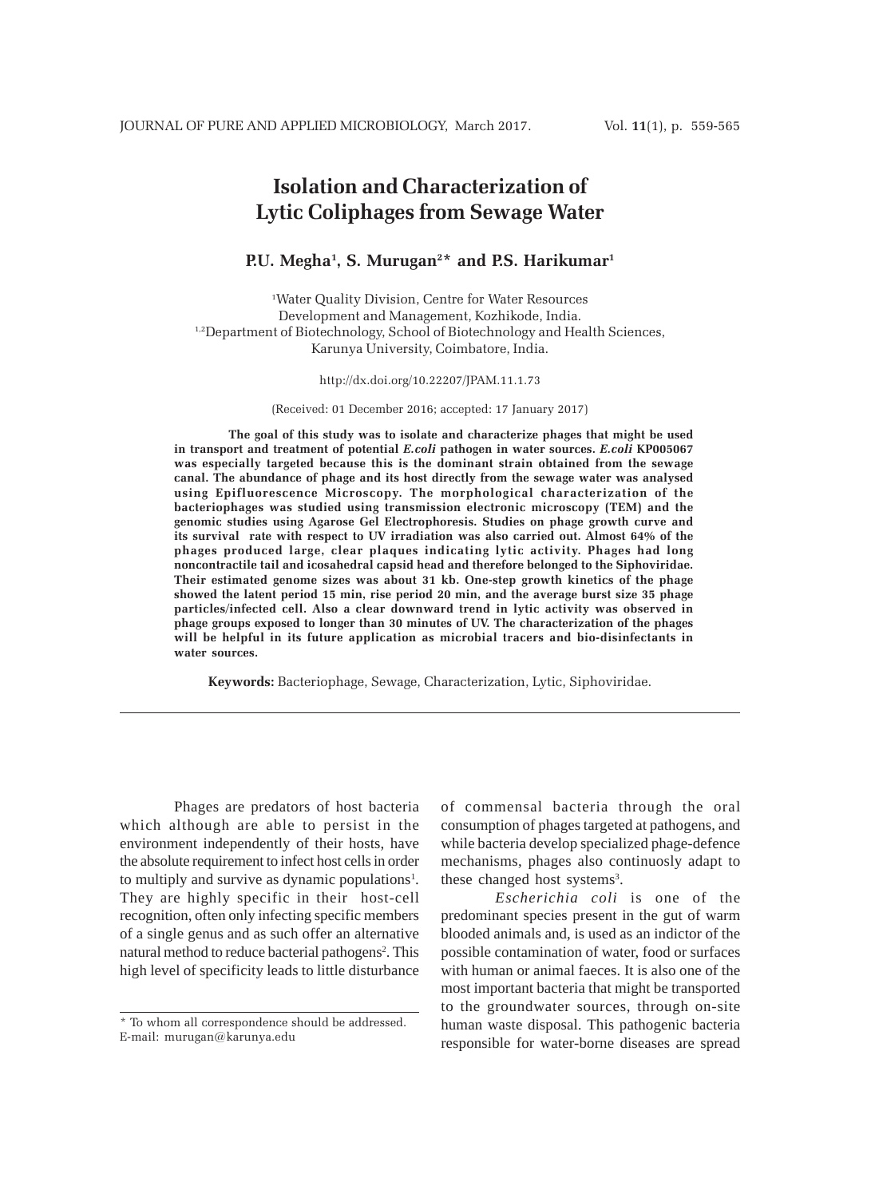# Isolation and Characterization of Lytic Coliphages from Sewage Water

**P.U. Megha[1], S. Murugan[2]* and P.S. Harikumar[1]**

[1]Water Quality Division, Centre for Water Resources Development and Management, Kozhikode, India.
[1,2]Department of Biotechnology, School of Biotechnology and Health Sciences, Karunya University, Coimbatore, India.

http://dx.doi.org/10.22207/JPAM.11.1.73

(Received: 01 December 2016; accepted: 17 January 2017)

**The goal of this study was to isolate and characterize phages that might be used in transport and treatment of potential *E.coli* pathogen in water sources. *E.coli* KP005067 was especially targeted because this is the dominant strain obtained from the sewage canal. The abundance of phage and its host directly from the sewage water was analysed using Epifluorescence Microscopy. The morphological characterization of the bacteriophages was studied using transmission electronic microscopy (TEM) and the genomic studies using Agarose Gel Electrophoresis. Studies on phage growth curve and its survival rate with respect to UV irradiation was also carried out. Almost 64% of the phages produced large, clear plaques indicating lytic activity. Phages had long noncontractile tail and icosahedral capsid head and therefore belonged to the Siphoviridae. Their estimated genome sizes was about 31 kb. One-step growth kinetics of the phage showed the latent period 15 min, rise period 20 min, and the average burst size 35 phage particles/infected cell. Also a clear downward trend in lytic activity was observed in phage groups exposed to longer than 30 minutes of UV. The characterization of the phages will be helpful in its future application as microbial tracers and bio-disinfectants in water sources.**

**Keywords:** Bacteriophage, Sewage, Characterization, Lytic, Siphoviridae.

---

Phages are predators of host bacteria which although are able to persist in the environment independently of their hosts, have the absolute requirement to infect host cells in order to multiply and survive as dynamic populations[1]. They are highly specific in their host-cell recognition, often only infecting specific members of a single genus and as such offer an alternative natural method to reduce bacterial pathogens[2]. This high level of specificity leads to little disturbance of commensal bacteria through the oral consumption of phages targeted at pathogens, and while bacteria develop specialized phage-defence mechanisms, phages also continuosly adapt to these changed host systems[3].

*Escherichia coli* is one of the predominant species present in the gut of warm blooded animals and, is used as an indictor of the possible contamination of water, food or surfaces with human or animal faeces. It is also one of the most important bacteria that might be transported to the groundwater sources, through on-site human waste disposal. This pathogenic bacteria responsible for water-borne diseases are spread

\* To whom all correspondence should be addressed.
E-mail: murugan@karunya.edu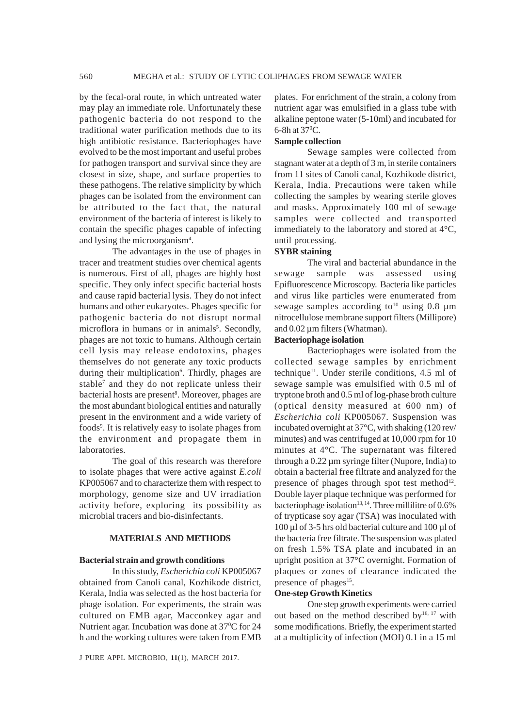by the fecal-oral route, in which untreated water may play an immediate role. Unfortunately these pathogenic bacteria do not respond to the traditional water purification methods due to its high antibiotic resistance. Bacteriophages have evolved to be the most important and useful probes for pathogen transport and survival since they are closest in size, shape, and surface properties to these pathogens. The relative simplicity by which phages can be isolated from the environment can be attributed to the fact that, the natural environment of the bacteria of interest is likely to contain the specific phages capable of infecting and lysing the microorganism[4].

The advantages in the use of phages in tracer and treatment studies over chemical agents is numerous. First of all, phages are highly host specific. They only infect specific bacterial hosts and cause rapid bacterial lysis. They do not infect humans and other eukaryotes. Phages specific for pathogenic bacteria do not disrupt normal microflora in humans or in animals[5]. Secondly, phages are not toxic to humans. Although certain cell lysis may release endotoxins, phages themselves do not generate any toxic products during their multiplication[6]. Thirdly, phages are stable[7] and they do not replicate unless their bacterial hosts are present[8]. Moreover, phages are the most abundant biological entities and naturally present in the environment and a wide variety of foods[9]. It is relatively easy to isolate phages from the environment and propagate them in laboratories.

The goal of this research was therefore to isolate phages that were active against *E.coli* KP005067 and to characterize them with respect to morphology, genome size and UV irradiation activity before, exploring its possibility as microbial tracers and bio-disinfectants.

## MATERIALS AND METHODS

### Bacterial strain and growth conditions

In this study, *Escherichia coli* KP005067 obtained from Canoli canal, Kozhikode district, Kerala, India was selected as the host bacteria for phage isolation. For experiments, the strain was cultured on EMB agar, Macconkey agar and Nutrient agar. Incubation was done at $37^0$C for 24 h and the working cultures were taken from EMB plates. For enrichment of the strain, a colony from nutrient agar was emulsified in a glass tube with alkaline peptone water (5-10ml) and incubated for 6-8h at $37^0$C.

### Sample collection

Sewage samples were collected from stagnant water at a depth of 3 m, in sterile containers from 11 sites of Canoli canal, Kozhikode district, Kerala, India. Precautions were taken while collecting the samples by wearing sterile gloves and masks. Approximately 100 ml of sewage samples were collected and transported immediately to the laboratory and stored at 4°C, until processing.

### SYBR staining

The viral and bacterial abundance in the sewage sample was assessed using Epifluorescence Microscopy. Bacteria like particles and virus like particles were enumerated from sewage samples according to[10] using 0.8 µm nitrocellulose membrane support filters (Millipore) and 0.02 µm filters (Whatman).

### Bacteriophage isolation

Bacteriophages were isolated from the collected sewage samples by enrichment technique[11]. Under sterile conditions, 4.5 ml of sewage sample was emulsified with 0.5 ml of tryptone broth and 0.5 ml of log-phase broth culture (optical density measured at 600 nm) of *Escherichia coli* KP005067. Suspension was incubated overnight at 37°C, with shaking (120 rev/minutes) and was centrifuged at 10,000 rpm for 10 minutes at 4°C. The supernatant was filtered through a 0.22 µm syringe filter (Nupore, India) to obtain a bacterial free filtrate and analyzed for the presence of phages through spot test method[12]. Double layer plaque technique was performed for bacteriophage isolation[13, 14]. Three millilitre of 0.6% of trypticase soy agar (TSA) was inoculated with 100 µl of 3-5 hrs old bacterial culture and 100 µl of the bacteria free filtrate. The suspension was plated on fresh 1.5% TSA plate and incubated in an upright position at 37°C overnight. Formation of plaques or zones of clearance indicated the presence of phages[15].

### One-step Growth Kinetics

One step growth experiments were carried out based on the method described by[16, 17] with some modifications. Briefly, the experiment started at a multiplicity of infection (MOI) 0.1 in a 15 ml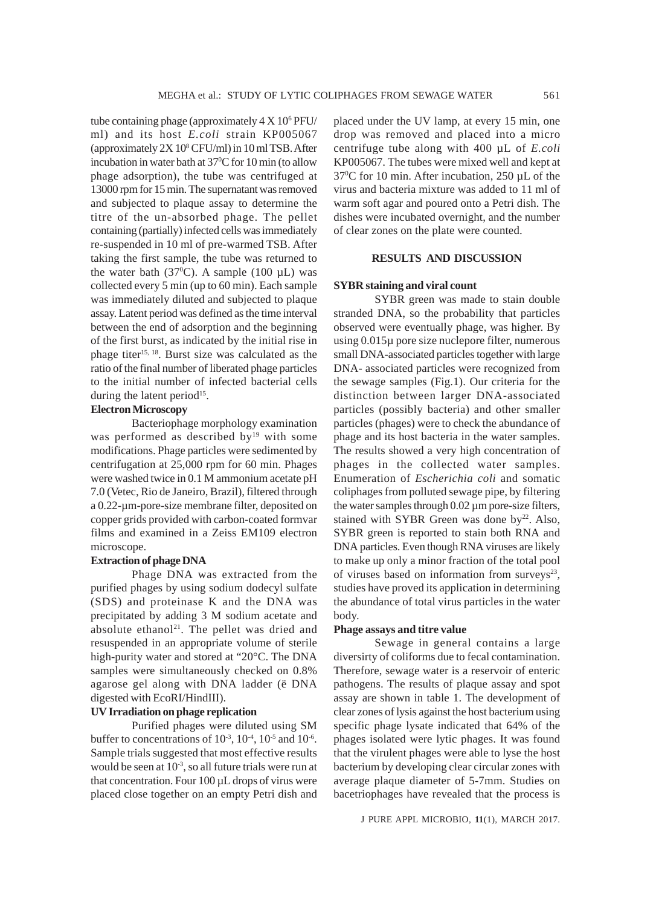tube containing phage (approximately 4 X $10^6$ PFU/ml) and its host *E.coli* strain KP005067 (approximately 2X $10^8$ CFU/ml) in 10 ml TSB. After incubation in water bath at $37^0$C for 10 min (to allow phage adsorption), the tube was centrifuged at 13000 rpm for 15 min. The supernatant was removed and subjected to plaque assay to determine the titre of the un-absorbed phage. The pellet containing (partially) infected cells was immediately re-suspended in 10 ml of pre-warmed TSB. After taking the first sample, the tube was returned to the water bath ($37^0$C). A sample (100 µL) was collected every 5 min (up to 60 min). Each sample was immediately diluted and subjected to plaque assay. Latent period was defined as the time interval between the end of adsorption and the beginning of the first burst, as indicated by the initial rise in phage titer[15, 18]. Burst size was calculated as the ratio of the final number of liberated phage particles to the initial number of infected bacterial cells during the latent period[15].

### Electron Microscopy

Bacteriophage morphology examination was performed as described by[19] with some modifications. Phage particles were sedimented by centrifugation at 25,000 rpm for 60 min. Phages were washed twice in 0.1 M ammonium acetate pH 7.0 (Vetec, Rio de Janeiro, Brazil), filtered through a 0.22-µm-pore-size membrane filter, deposited on copper grids provided with carbon-coated formvar films and examined in a Zeiss EM109 electron microscope.

### Extraction of phage DNA

Phage DNA was extracted from the purified phages by using sodium dodecyl sulfate (SDS) and proteinase K and the DNA was precipitated by adding 3 M sodium acetate and absolute ethanol[21]. The pellet was dried and resuspended in an appropriate volume of sterile high-purity water and stored at "20°C. The DNA samples were simultaneously checked on 0.8% agarose gel along with DNA ladder (ë DNA digested with EcoRI/HindIII).

### UV Irradiation on phage replication

Purified phages were diluted using SM buffer to concentrations of $10^{-3}$, $10^{-4}$, $10^{-5}$ and $10^{-6}$. Sample trials suggested that most effective results would be seen at $10^{-3}$, so all future trials were run at that concentration. Four 100 µL drops of virus were placed close together on an empty Petri dish and placed under the UV lamp, at every 15 min, one drop was removed and placed into a micro centrifuge tube along with 400 µL of *E.coli* KP005067. The tubes were mixed well and kept at $37^0$C for 10 min. After incubation, 250 µL of the virus and bacteria mixture was added to 11 ml of warm soft agar and poured onto a Petri dish. The dishes were incubated overnight, and the number of clear zones on the plate were counted.

## RESULTS AND DISCUSSION

### SYBR staining and viral count

SYBR green was made to stain double stranded DNA, so the probability that particles observed were eventually phage, was higher. By using 0.015µ pore size nuclepore filter, numerous small DNA-associated particles together with large DNA- associated particles were recognized from the sewage samples (Fig.1). Our criteria for the distinction between larger DNA-associated particles (possibly bacteria) and other smaller particles (phages) were to check the abundance of phage and its host bacteria in the water samples. The results showed a very high concentration of phages in the collected water samples. Enumeration of *Escherichia coli* and somatic coliphages from polluted sewage pipe, by filtering the water samples through 0.02 µm pore-size filters, stained with SYBR Green was done by[22]. Also, SYBR green is reported to stain both RNA and DNA particles. Even though RNA viruses are likely to make up only a minor fraction of the total pool of viruses based on information from surveys[23], studies have proved its application in determining the abundance of total virus particles in the water body.

### Phage assays and titre value

Sewage in general contains a large diversirty of coliforms due to fecal contamination. Therefore, sewage water is a reservoir of enteric pathogens. The results of plaque assay and spot assay are shown in table 1. The development of clear zones of lysis against the host bacterium using specific phage lysate indicated that 64% of the phages isolated were lytic phages. It was found that the virulent phages were able to lyse the host bacterium by developing clear circular zones with average plaque diameter of 5-7mm. Studies on bacetriophages have revealed that the process is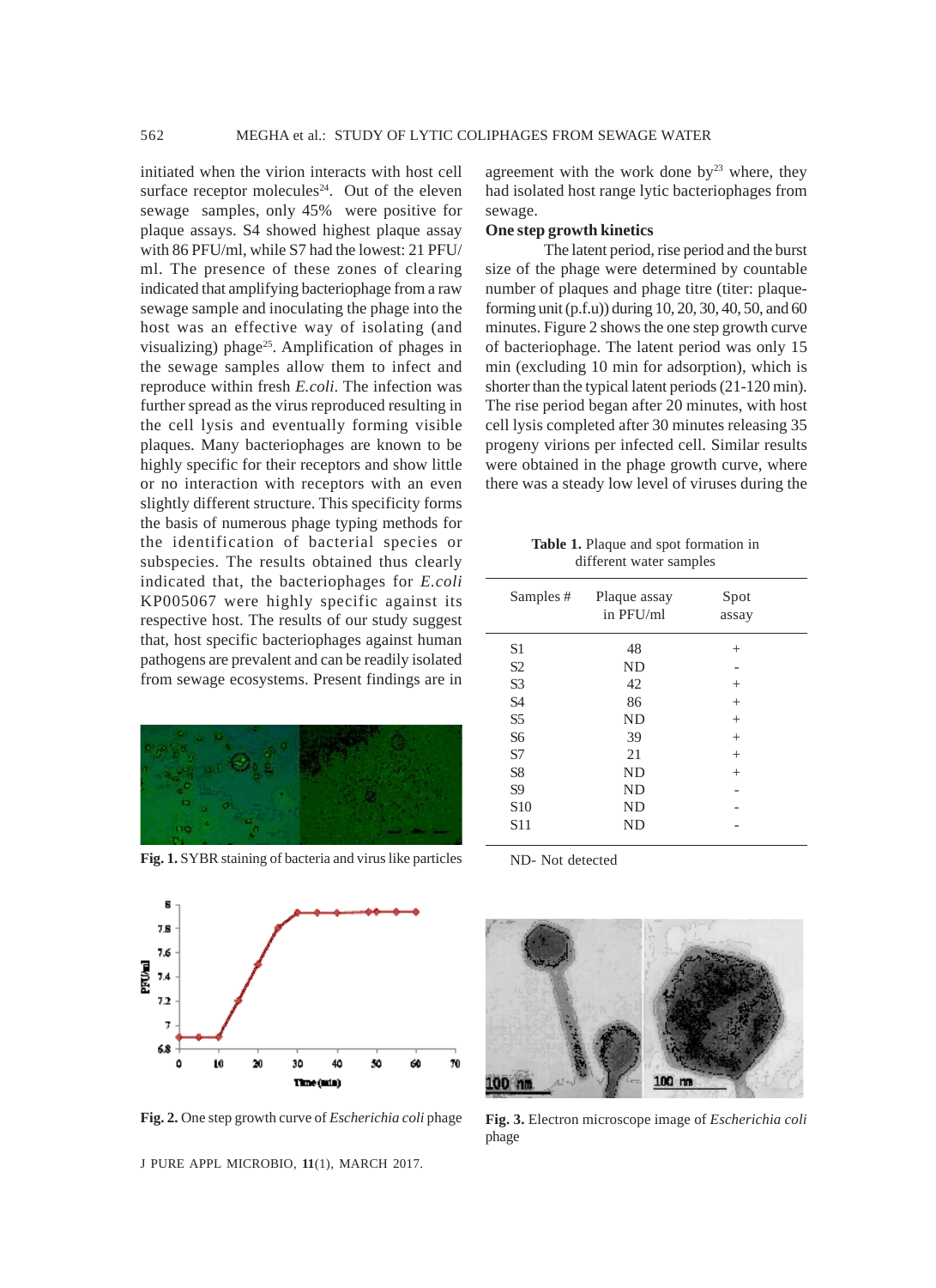initiated when the virion interacts with host cell surface receptor molecules[24]. Out of the eleven sewage samples, only 45% were positive for plaque assays. S4 showed highest plaque assay with 86 PFU/ml, while S7 had the lowest: 21 PFU/ml. The presence of these zones of clearing indicated that amplifying bacteriophage from a raw sewage sample and inoculating the phage into the host was an effective way of isolating (and visualizing) phage[25]. Amplification of phages in the sewage samples allow them to infect and reproduce within fresh *E.coli*. The infection was further spread as the virus reproduced resulting in the cell lysis and eventually forming visible plaques. Many bacteriophages are known to be highly specific for their receptors and show little or no interaction with receptors with an even slightly different structure. This specificity forms the basis of numerous phage typing methods for the identification of bacterial species or subspecies. The results obtained thus clearly indicated that, the bacteriophages for *E.coli* KP005067 were highly specific against its respective host. The results of our study suggest that, host specific bacteriophages against human pathogens are prevalent and can be readily isolated from sewage ecosystems. Present findings are in agreement with the work done by[23] where, they had isolated host range lytic bacteriophages from sewage.

**Fig. 1.** SYBR staining of bacteria and virus like particles

**One step growth kinetics**

The latent period, rise period and the burst size of the phage were determined by countable number of plaques and phage titre (titer: plaque-forming unit (p.f.u)) during 10, 20, 30, 40, 50, and 60 minutes. Figure 2 shows the one step growth curve of bacteriophage. The latent period was only 15 min (excluding 10 min for adsorption), which is shorter than the typical latent periods (21-120 min). The rise period began after 20 minutes, with host cell lysis completed after 30 minutes releasing 35 progeny virions per infected cell. Similar results were obtained in the phage growth curve, where there was a steady low level of viruses during the

**Table 1.** Plaque and spot formation in different water samples

| Samples # | Plaque assay in PFU/ml | Spot assay |
|---|---|---|
| S1 | 48 | + |
| S2 | ND | - |
| S3 | 42 | + |
| S4 | 86 | + |
| S5 | ND | + |
| S6 | 39 | + |
| S7 | 21 | + |
| S8 | ND | + |
| S9 | ND | - |
| S10 | ND | - |
| S11 | ND | - |

ND- Not detected

**Fig. 2.** One step growth curve of *Escherichia coli* phage

**Fig. 3.** Electron microscope image of *Escherichia coli* phage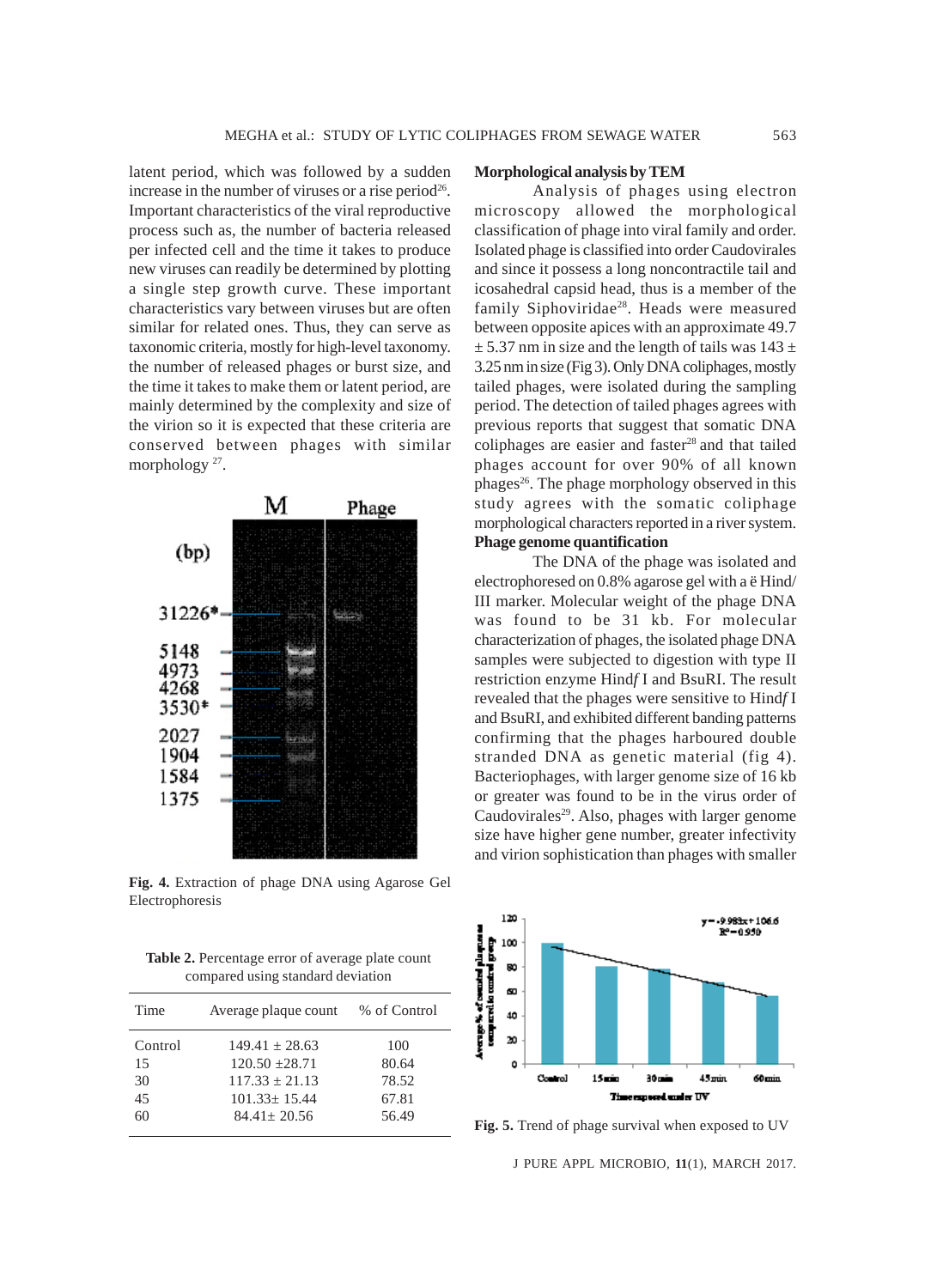latent period, which was followed by a sudden increase in the number of viruses or a rise period[26]. Important characteristics of the viral reproductive process such as, the number of bacteria released per infected cell and the time it takes to produce new viruses can readily be determined by plotting a single step growth curve. These important characteristics vary between viruses but are often similar for related ones. Thus, they can serve as taxonomic criteria, mostly for high-level taxonomy. the number of released phages or burst size, and the time it takes to make them or latent period, are mainly determined by the complexity and size of the virion so it is expected that these criteria are conserved between phages with similar morphology [27].

Fig. 4. Extraction of phage DNA using Agarose Gel Electrophoresis

Table 2. Percentage error of average plate count compared using standard deviation

| Time | Average plaque count | % of Control |
|---|---|---|
| Control | 149.41 ± 28.63 | 100 |
| 15 | 120.50 ±28.71 | 80.64 |
| 30 | 117.33 ± 21.13 | 78.52 |
| 45 | 101.33± 15.44 | 67.81 |
| 60 | 84.41± 20.56 | 56.49 |

**Morphological analysis by TEM**

Analysis of phages using electron microscopy allowed the morphological classification of phage into viral family and order. Isolated phage is classified into order Caudovirales and since it possess a long noncontractile tail and icosahedral capsid head, thus is a member of the family Siphoviridae[28]. Heads were measured between opposite apices with an approximate 49.7 ± 5.37 nm in size and the length of tails was 143 ± 3.25 nm in size (Fig 3). Only DNA coliphages, mostly tailed phages, were isolated during the sampling period. The detection of tailed phages agrees with previous reports that suggest that somatic DNA coliphages are easier and faster[28] and that tailed phages account for over 90% of all known phages[26]. The phage morphology observed in this study agrees with the somatic coliphage morphological characters reported in a river system.

**Phage genome quantification**

The DNA of the phage was isolated and electrophoresed on 0.8% agarose gel with a ë Hind/III marker. Molecular weight of the phage DNA was found to be 31 kb. For molecular characterization of phages, the isolated phage DNA samples were subjected to digestion with type II restriction enzyme Hind*f* I and BsuRI. The result revealed that the phages were sensitive to Hind*f* I and BsuRI, and exhibited different banding patterns confirming that the phages harboured double stranded DNA as genetic material (fig 4). Bacteriophages, with larger genome size of 16 kb or greater was found to be in the virus order of Caudovirales[29]. Also, phages with larger genome size have higher gene number, greater infectivity and virion sophistication than phages with smaller

Fig. 5. Trend of phage survival when exposed to UV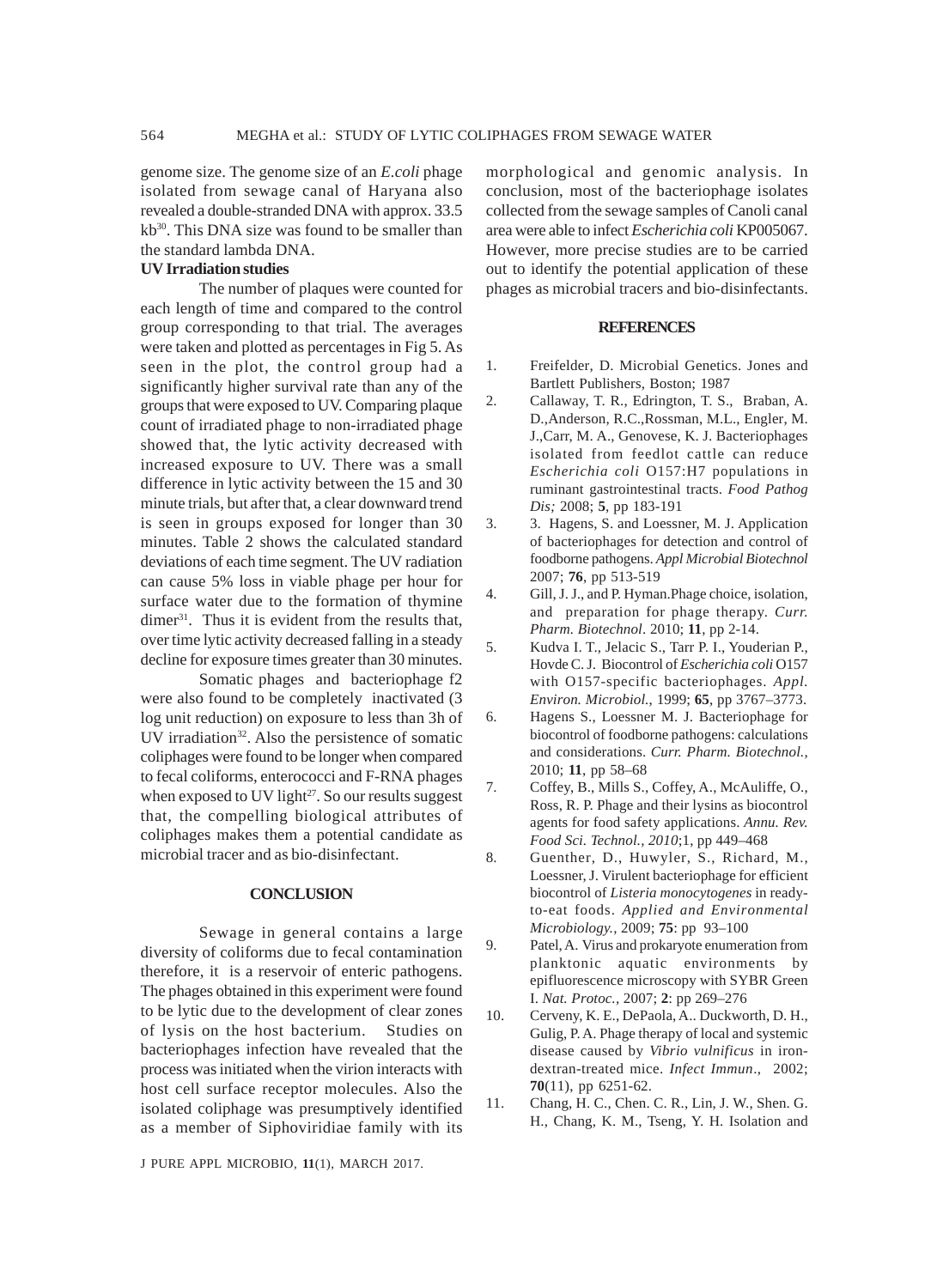genome size. The genome size of an *E.coli* phage isolated from sewage canal of Haryana also revealed a double-stranded DNA with approx. 33.5 kb[30]. This DNA size was found to be smaller than the standard lambda DNA.

### UV Irradiation studies

The number of plaques were counted for each length of time and compared to the control group corresponding to that trial. The averages were taken and plotted as percentages in Fig 5. As seen in the plot, the control group had a significantly higher survival rate than any of the groups that were exposed to UV. Comparing plaque count of irradiated phage to non-irradiated phage showed that, the lytic activity decreased with increased exposure to UV. There was a small difference in lytic activity between the 15 and 30 minute trials, but after that, a clear downward trend is seen in groups exposed for longer than 30 minutes. Table 2 shows the calculated standard deviations of each time segment. The UV radiation can cause 5% loss in viable phage per hour for surface water due to the formation of thymine dimer[31]. Thus it is evident from the results that, over time lytic activity decreased falling in a steady decline for exposure times greater than 30 minutes.

Somatic phages and bacteriophage f2 were also found to be completely inactivated (3 log unit reduction) on exposure to less than 3h of UV irradiation[32]. Also the persistence of somatic coliphages were found to be longer when compared to fecal coliforms, enterococci and F-RNA phages when exposed to UV light[27]. So our results suggest that, the compelling biological attributes of coliphages makes them a potential candidate as microbial tracer and as bio-disinfectant.

## CONCLUSION

Sewage in general contains a large diversity of coliforms due to fecal contamination therefore, it is a reservoir of enteric pathogens. The phages obtained in this experiment were found to be lytic due to the development of clear zones of lysis on the host bacterium. Studies on bacteriophages infection have revealed that the process was initiated when the virion interacts with host cell surface receptor molecules. Also the isolated coliphage was presumptively identified as a member of Siphoviridiae family with its morphological and genomic analysis. In conclusion, most of the bacteriophage isolates collected from the sewage samples of Canoli canal area were able to infect *Escherichia coli* KP005067. However, more precise studies are to be carried out to identify the potential application of these phages as microbial tracers and bio-disinfectants.

## REFERENCES

1. Freifelder, D. Microbial Genetics. Jones and Bartlett Publishers, Boston; 1987
2. Callaway, T. R., Edrington, T. S., Braban, A. D.,Anderson, R.C.,Rossman, M.L., Engler, M. J.,Carr, M. A., Genovese, K. J. Bacteriophages isolated from feedlot cattle can reduce *Escherichia coli* O157:H7 populations in ruminant gastrointestinal tracts. *Food Pathog Dis;* 2008; **5**, pp 183-191
3. 3. Hagens, S. and Loessner, M. J. Application of bacteriophages for detection and control of foodborne pathogens. *Appl Microbial Biotechnol* 2007; **76**, pp 513-519
4. Gill, J. J., and P. Hyman.Phage choice, isolation, and preparation for phage therapy. *Curr. Pharm. Biotechnol*. 2010; **11**, pp 2-14.
5. Kudva I. T., Jelacic S., Tarr P. I., Youderian P., Hovde C. J. Biocontrol of *Escherichia coli* O157 with O157-specific bacteriophages. *Appl. Environ. Microbiol.*, 1999; **65**, pp 3767–3773.
6. Hagens S., Loessner M. J. Bacteriophage for biocontrol of foodborne pathogens: calculations and considerations. *Curr. Pharm. Biotechnol.*, 2010; **11**, pp 58–68
7. Coffey, B., Mills S., Coffey, A., McAuliffe, O., Ross, R. P. Phage and their lysins as biocontrol agents for food safety applications. *Annu. Rev. Food Sci. Technol., 2010*;1, pp 449–468
8. Guenther, D., Huwyler, S., Richard, M., Loessner, J. Virulent bacteriophage for efficient biocontrol of *Listeria monocytogenes* in ready-to-eat foods. *Applied and Environmental Microbiology.*, 2009; **75**: pp 93–100
9. Patel, A. Virus and prokaryote enumeration from planktonic aquatic environments by epifluorescence microscopy with SYBR Green I. *Nat. Protoc.,* 2007; **2**: pp 269–276
10. Cerveny, K. E., DePaola, A.. Duckworth, D. H., Gulig, P. A. Phage therapy of local and systemic disease caused by *Vibrio vulnificus* in iron-dextran-treated mice. *Infect Immun*., 2002; **70**(11), pp 6251-62.
11. Chang, H. C., Chen. C. R., Lin, J. W., Shen. G. H., Chang, K. M., Tseng, Y. H. Isolation and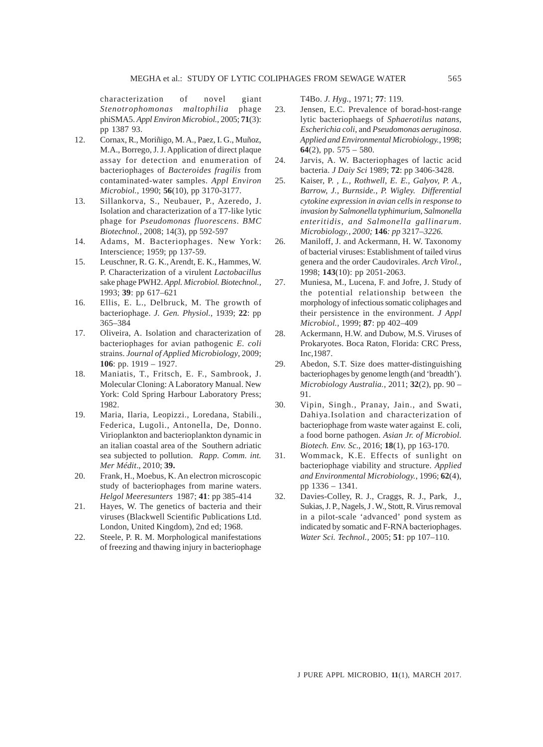characterization of novel giant *Stenotrophomonas maltophilia* phage phiSMA5. *Appl Environ Microbiol.*, 2005; **71**(3): pp 1387 93.

12. Cornax, R., Moriñigo, M. A., Paez, I. G., Muñoz, M.A., Borrego, J. J. Application of direct plaque assay for detection and enumeration of bacteriophages of *Bacteroides fragilis* from contaminated-water samples. *Appl Environ Microbiol.*, 1990; **56**(10), pp 3170-3177.
13. Sillankorva, S., Neubauer, P., Azeredo, J. Isolation and characterization of a T7-like lytic phage for *Pseudomonas fluorescens*. *BMC Biotechnol.*, 2008; 14(3), pp 592-597
14. Adams, M. Bacteriophages. New York: Interscience; 1959; pp 137-59.
15. Leuschner, R. G. K., Arendt, E. K., Hammes, W. P. Characterization of a virulent *Lactobacillus* sake phage PWH2. *Appl. Microbiol. Biotechnol.*, 1993; **39**: pp 617–621
16. Ellis, E. L., Delbruck, M. The growth of bacteriophage. *J. Gen. Physiol.*, 1939; **22**: pp 365–384
17. Oliveira, A. Isolation and characterization of bacteriophages for avian pathogenic *E. coli* strains. *Journal of Applied Microbiology*, 2009; **106**: pp. 1919 – 1927.
18. Maniatis, T., Fritsch, E. F., Sambrook, J. Molecular Cloning: A Laboratory Manual. New York: Cold Spring Harbour Laboratory Press; 1982.
19. Maria, Ilaria, Leopizzi., Loredana, Stabili., Federica, Lugoli., Antonella, De, Donno. Virioplankton and bacterioplankton dynamic in an italian coastal area of the Southern adriatic sea subjected to pollution. *Rapp. Comm. int. Mer Médit*., 2010; **39.**
20. Frank, H., Moebus, K. An electron microscopic study of bacteriophages from marine waters. *Helgol Meeresunters* 1987; **41**: pp 385-414
21. Hayes, W. The genetics of bacteria and their viruses (Blackwell Scientific Publications Ltd. London, United Kingdom), 2nd ed; 1968.
22. Steele, P. R. M. Morphological manifestations of freezing and thawing injury in bacteriophage T4Bo. *J. Hyg.*, 1971; **77**: 119.
23. Jensen, E.C. Prevalence of borad-host-range lytic bacteriophaegs of *Sphaerotilus natans*, *Escherichia coli*, and *Pseudomonas aeruginosa*. *Applied and Environmental Microbiology.*, 1998; **64**(2), pp. 575 – 580.
24. Jarvis, A. W. Bacteriophages of lactic acid bacteria. *J Daiy Sci* 1989; **72**: pp 3406-3428.
25. Kaiser, P. *, L., Rothwell, E. E., Galyov, P. A., Barrow, J., Burnside., P. Wigley. Differential cytokine expression in avian cells in response to invasion by Salmonella typhimurium, Salmonella enteritidis, and Salmonella gallinarum. Microbiology., 2000;* **146***: pp* 3217*–3226.*
26. Maniloff, J. and Ackermann, H. W. Taxonomy of bacterial viruses: Establishment of tailed virus genera and the order Caudovirales. *Arch Virol.*, 1998; **143**(10): pp 2051-2063.
27. Muniesa, M., Lucena, F. and Jofre, J. Study of the potential relationship between the morphology of infectious somatic coliphages and their persistence in the environment. *J Appl Microbiol.*, 1999; **87**: pp 402–409
28. Ackermann, H.W. and Dubow, M.S. Viruses of Prokaryotes. Boca Raton, Florida: CRC Press, Inc,1987.
29. Abedon, S.T. Size does matter-distinguishing bacteriophages by genome length (and 'breadth'). *Microbiology Australia.*, 2011; **32**(2), pp. 90 – 91.
30. Vipin, Singh., Pranay, Jain., and Swati, Dahiya.Isolation and characterization of bacteriophage from waste water against E. coli, a food borne pathogen. *Asian Jr. of Microbiol. Biotech. Env. Sc.*, 2016; **18**(1), pp 163-170.
31. Wommack, K.E. Effects of sunlight on bacteriophage viability and structure. *Applied and Environmental Microbiology.*, 1996; **62**(4), pp 1336 – 1341.
32. Davies-Colley, R. J., Craggs, R. J., Park, J., Sukias, J. P., Nagels, J . W., Stott, R. Virus removal in a pilot-scale 'advanced' pond system as indicated by somatic and F-RNA bacteriophages. *Water Sci. Technol.*, 2005; **51**: pp 107–110.